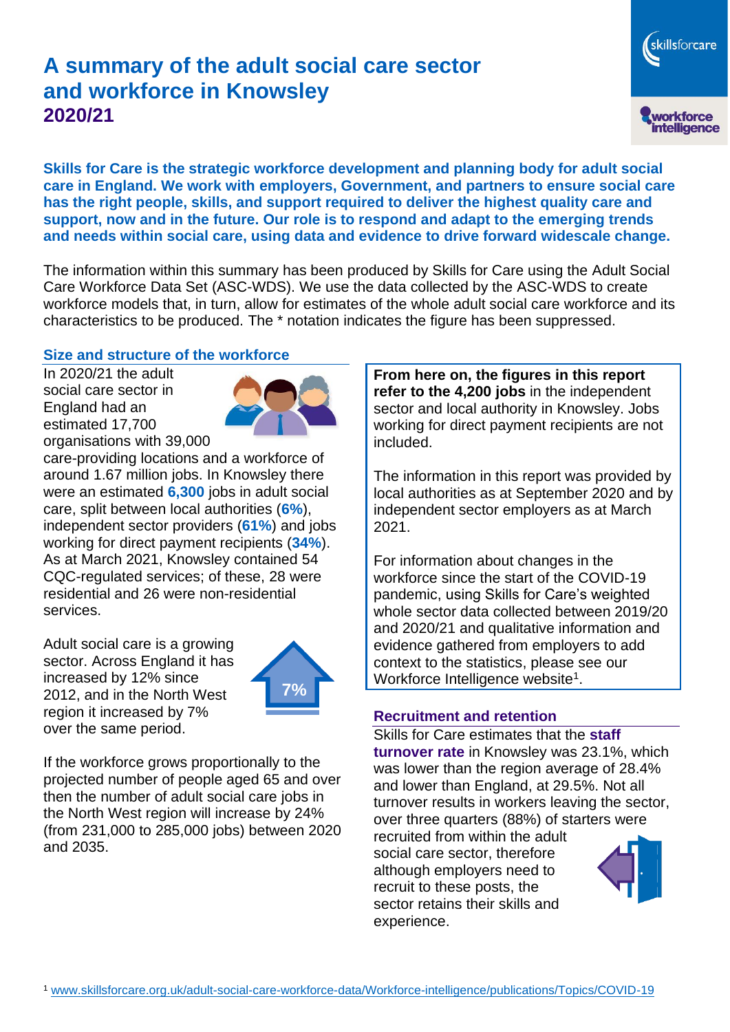# A summary of the adult social care sector and workforce in Knowsley
## 2020/21

**Skills for Care is the strategic workforce development and planning body for adult social care in England. We work with employers, Government, and partners to ensure social care has the right people, skills, and support required to deliver the highest quality care and support, now and in the future. Our role is to respond and adapt to the emerging trends and needs within social care, using data and evidence to drive forward widescale change.**

The information within this summary has been produced by Skills for Care using the Adult Social Care Workforce Data Set (ASC-WDS). We use the data collected by the ASC-WDS to create workforce models that, in turn, allow for estimates of the whole adult social care workforce and its characteristics to be produced. The * notation indicates the figure has been suppressed.

### Size and structure of the workforce

In 2020/21 the adult social care sector in England had an estimated 17,700 organisations with 39,000 care-providing locations and a workforce of around 1.67 million jobs. In Knowsley there were an estimated **6,300** jobs in adult social care, split between local authorities (**6%**), independent sector providers (**61%**) and jobs working for direct payment recipients (**34%**). As at March 2021, Knowsley contained 54 CQC-regulated services; of these, 28 were residential and 26 were non-residential services.

Adult social care is a growing sector. Across England it has increased by 12% since 2012, and in the North West region it increased by 7% over the same period.

7%

If the workforce grows proportionally to the projected number of people aged 65 and over then the number of adult social care jobs in the North West region will increase by 24% (from 231,000 to 285,000 jobs) between 2020 and 2035.

**From here on, the figures in this report refer to the 4,200 jobs** in the independent sector and local authority in Knowsley. Jobs working for direct payment recipients are not included.

The information in this report was provided by local authorities as at September 2020 and by independent sector employers as at March 2021.

For information about changes in the workforce since the start of the COVID-19 pandemic, using Skills for Care's weighted whole sector data collected between 2019/20 and 2020/21 and qualitative information and evidence gathered from employers to add context to the statistics, please see our Workforce Intelligence website[1].

### Recruitment and retention

Skills for Care estimates that the **staff turnover rate** in Knowsley was 23.1%, which was lower than the region average of 28.4% and lower than England, at 29.5%. Not all turnover results in workers leaving the sector, over three quarters (88%) of starters were recruited from within the adult social care sector, therefore although employers need to recruit to these posts, the sector retains their skills and experience.

[1] www.skillsforcare.org.uk/adult-social-care-workforce-data/Workforce-intelligence/publications/Topics/COVID-19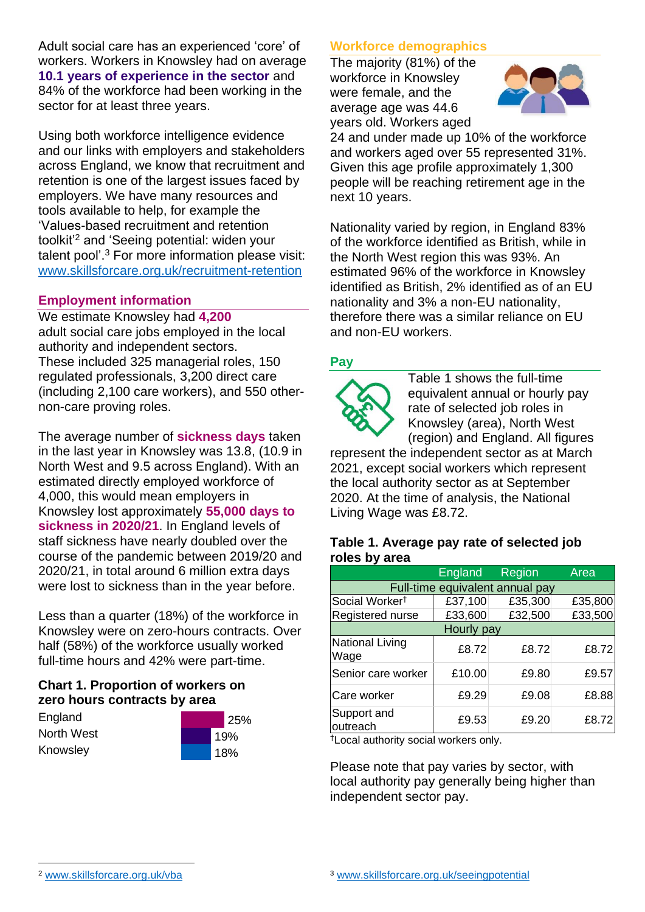Adult social care has an experienced 'core' of workers. Workers in Knowsley had on average **10.1 years of experience in the sector** and 84% of the workforce had been working in the sector for at least three years.

Using both workforce intelligence evidence and our links with employers and stakeholders across England, we know that recruitment and retention is one of the largest issues faced by employers. We have many resources and tools available to help, for example the 'Values-based recruitment and retention toolkit'[2] and 'Seeing potential: widen your talent pool'.[3] For more information please visit: www.skillsforcare.org.uk/recruitment-retention

## Employment information

We estimate Knowsley had **4,200** adult social care jobs employed in the local authority and independent sectors. These included 325 managerial roles, 150 regulated professionals, 3,200 direct care (including 2,100 care workers), and 550 other-non-care proving roles.

The average number of **sickness days** taken in the last year in Knowsley was 13.8, (10.9 in North West and 9.5 across England). With an estimated directly employed workforce of 4,000, this would mean employers in Knowsley lost approximately **55,000 days to sickness in 2020/21**. In England levels of staff sickness have nearly doubled over the course of the pandemic between 2019/20 and 2020/21, in total around 6 million extra days were lost to sickness than in the year before.

Less than a quarter (18%) of the workforce in Knowsley were on zero-hours contracts. Over half (58%) of the workforce usually worked full-time hours and 42% were part-time.

### Chart 1. Proportion of workers on zero hours contracts by area

| Area | Proportion |
|---|---|
| England | 25% |
| North West | 19% |
| Knowsley | 18% |

## Workforce demographics

The majority (81%) of the workforce in Knowsley were female, and the average age was 44.6 years old. Workers aged 24 and under made up 10% of the workforce and workers aged over 55 represented 31%. Given this age profile approximately 1,300 people will be reaching retirement age in the next 10 years.

Nationality varied by region, in England 83% of the workforce identified as British, while in the North West region this was 93%. An estimated 96% of the workforce in Knowsley identified as British, 2% identified as of an EU nationality and 3% a non-EU nationality, therefore there was a similar reliance on EU and non-EU workers.

## Pay

Table 1 shows the full-time equivalent annual or hourly pay rate of selected job roles in Knowsley (area), North West (region) and England. All figures represent the independent sector as at March 2021, except social workers which represent the local authority sector as at September 2020. At the time of analysis, the National Living Wage was £8.72.

### Table 1. Average pay rate of selected job roles by area

| | England | Region | Area |
|---|---|---|---|
| Full-time equivalent annual pay | | | |
| Social Worker† | £37,100 | £35,300 | £35,800 |
| Registered nurse | £33,600 | £32,500 | £33,500 |
| Hourly pay | | | |
| National Living Wage | £8.72 | £8.72 | £8.72 |
| Senior care worker | £10.00 | £9.80 | £9.57 |
| Care worker | £9.29 | £9.08 | £8.88 |
| Support and outreach | £9.53 | £9.20 | £8.72 |

†Local authority social workers only.

Please note that pay varies by sector, with local authority pay generally being higher than independent sector pay.

[2] www.skillsforcare.org.uk/vba

[3] www.skillsforcare.org.uk/seeingpotential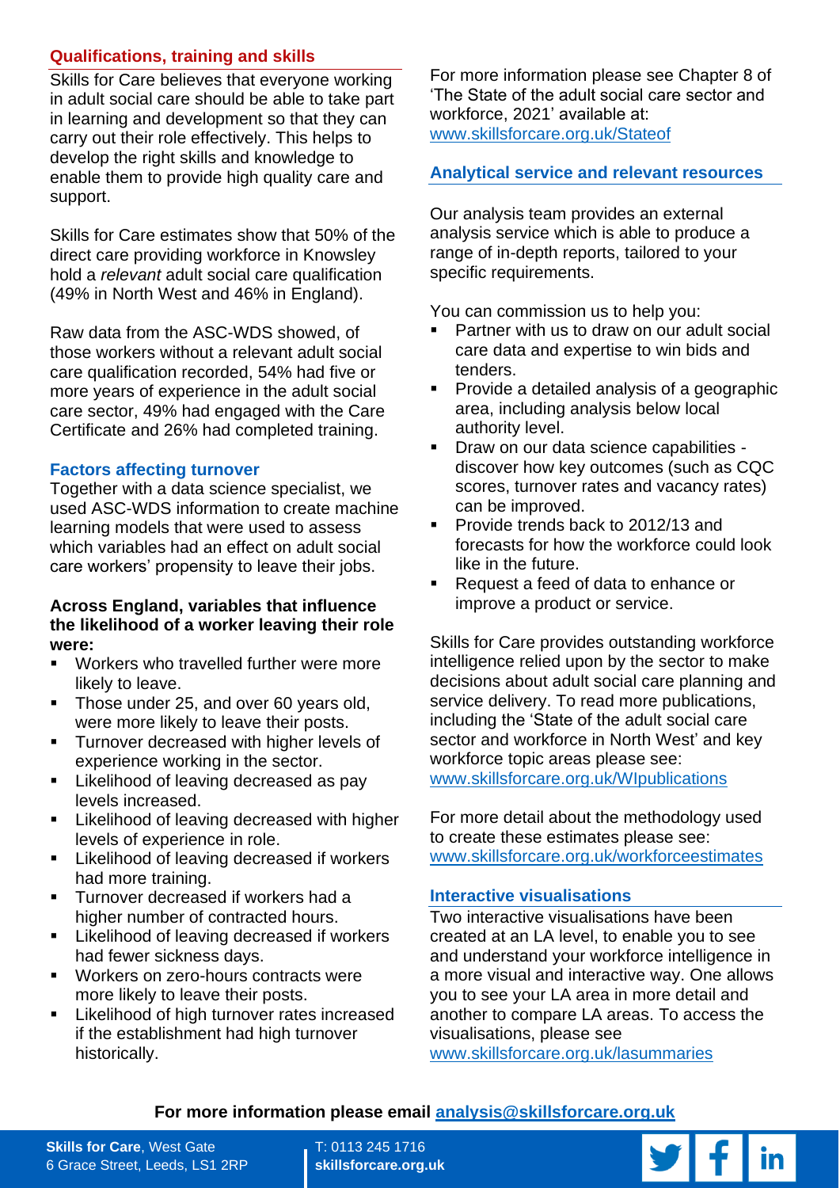## Qualifications, training and skills

Skills for Care believes that everyone working in adult social care should be able to take part in learning and development so that they can carry out their role effectively. This helps to develop the right skills and knowledge to enable them to provide high quality care and support.

Skills for Care estimates show that 50% of the direct care providing workforce in Knowsley hold a *relevant* adult social care qualification (49% in North West and 46% in England).

Raw data from the ASC-WDS showed, of those workers without a relevant adult social care qualification recorded, 54% had five or more years of experience in the adult social care sector, 49% had engaged with the Care Certificate and 26% had completed training.

## Factors affecting turnover

Together with a data science specialist, we used ASC-WDS information to create machine learning models that were used to assess which variables had an effect on adult social care workers' propensity to leave their jobs.

**Across England, variables that influence the likelihood of a worker leaving their role were:**

- Workers who travelled further were more likely to leave.
- Those under 25, and over 60 years old, were more likely to leave their posts.
- Turnover decreased with higher levels of experience working in the sector.
- Likelihood of leaving decreased as pay levels increased.
- Likelihood of leaving decreased with higher levels of experience in role.
- Likelihood of leaving decreased if workers had more training.
- Turnover decreased if workers had a higher number of contracted hours.
- Likelihood of leaving decreased if workers had fewer sickness days.
- Workers on zero-hours contracts were more likely to leave their posts.
- Likelihood of high turnover rates increased if the establishment had high turnover historically.

For more information please see Chapter 8 of 'The State of the adult social care sector and workforce, 2021' available at: www.skillsforcare.org.uk/Stateof

## Analytical service and relevant resources

Our analysis team provides an external analysis service which is able to produce a range of in-depth reports, tailored to your specific requirements.

You can commission us to help you:

- Partner with us to draw on our adult social care data and expertise to win bids and tenders.
- Provide a detailed analysis of a geographic area, including analysis below local authority level.
- Draw on our data science capabilities - discover how key outcomes (such as CQC scores, turnover rates and vacancy rates) can be improved.
- Provide trends back to 2012/13 and forecasts for how the workforce could look like in the future.
- Request a feed of data to enhance or improve a product or service.

Skills for Care provides outstanding workforce intelligence relied upon by the sector to make decisions about adult social care planning and service delivery. To read more publications, including the 'State of the adult social care sector and workforce in North West' and key workforce topic areas please see: www.skillsforcare.org.uk/WIpublications

For more detail about the methodology used to create these estimates please see: www.skillsforcare.org.uk/workforceestimates

## Interactive visualisations

Two interactive visualisations have been created at an LA level, to enable you to see and understand your workforce intelligence in a more visual and interactive way. One allows you to see your LA area in more detail and another to compare LA areas. To access the visualisations, please see www.skillsforcare.org.uk/lasummaries

**For more information please email analysis@skillsforcare.org.uk**

**Skills for Care**, West Gate
6 Grace Street, Leeds, LS1 2RP

T: 0113 245 1716
**skillsforcare.org.uk**